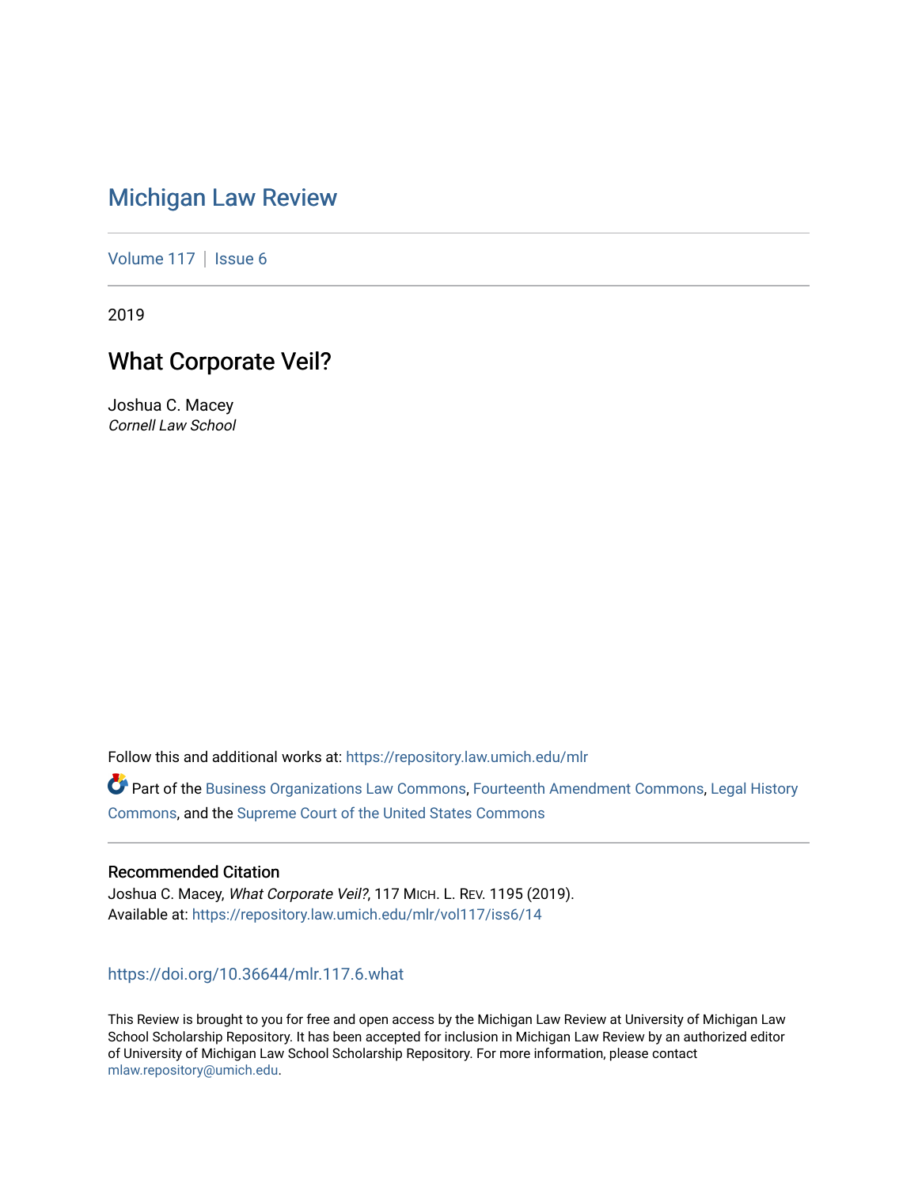# Michigan Law Review

Volume 117 | Issue 6

2019

## What Corporate Veil?

Joshua C. Macey
*Cornell Law School*

Follow this and additional works at: https://repository.law.umich.edu/mlr

Part of the Business Organizations Law Commons, Fourteenth Amendment Commons, Legal History Commons, and the Supreme Court of the United States Commons

### Recommended Citation

Joshua C. Macey, *What Corporate Veil?*, 117 MICH. L. REV. 1195 (2019).
Available at: https://repository.law.umich.edu/mlr/vol117/iss6/14

https://doi.org/10.36644/mlr.117.6.what

This Review is brought to you for free and open access by the Michigan Law Review at University of Michigan Law School Scholarship Repository. It has been accepted for inclusion in Michigan Law Review by an authorized editor of University of Michigan Law School Scholarship Repository. For more information, please contact mlaw.repository@umich.edu.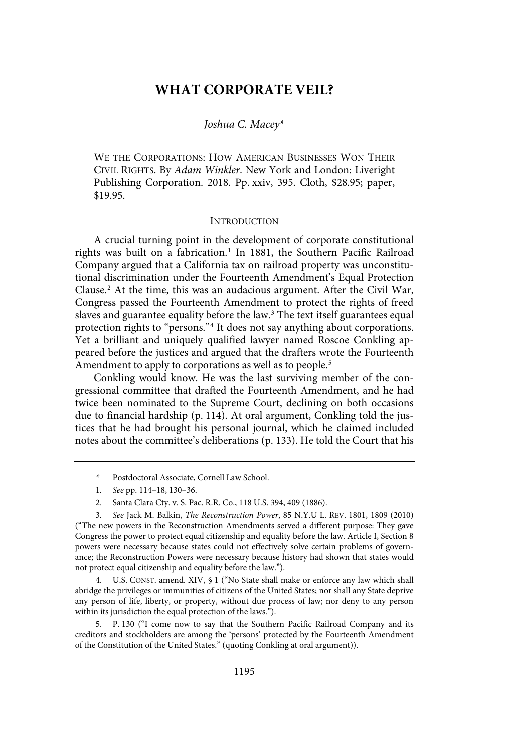# WHAT CORPORATE VEIL?

*Joshua C. Macey*\*

WE THE CORPORATIONS: HOW AMERICAN BUSINESSES WON THEIR CIVIL RIGHTS. By *Adam Winkler*. New York and London: Liveright Publishing Corporation. 2018. Pp. xxiv, 395. Cloth, $28.95; paper, $19.95.

## INTRODUCTION

A crucial turning point in the development of corporate constitutional rights was built on a fabrication.[1] In 1881, the Southern Pacific Railroad Company argued that a California tax on railroad property was unconstitutional discrimination under the Fourteenth Amendment's Equal Protection Clause.[2] At the time, this was an audacious argument. After the Civil War, Congress passed the Fourteenth Amendment to protect the rights of freed slaves and guarantee equality before the law.[3] The text itself guarantees equal protection rights to "persons."[4] It does not say anything about corporations. Yet a brilliant and uniquely qualified lawyer named Roscoe Conkling appeared before the justices and argued that the drafters wrote the Fourteenth Amendment to apply to corporations as well as to people.[5]

Conkling would know. He was the last surviving member of the congressional committee that drafted the Fourteenth Amendment, and he had twice been nominated to the Supreme Court, declining on both occasions due to financial hardship (p. 114). At oral argument, Conkling told the justices that he had brought his personal journal, which he claimed included notes about the committee's deliberations (p. 133). He told the Court that his

---

\* Postdoctoral Associate, Cornell Law School.

1. *See* pp. 114–18, 130–36.

2. Santa Clara Cty. v. S. Pac. R.R. Co., 118 U.S. 394, 409 (1886).

3. *See* Jack M. Balkin, *The Reconstruction Power*, 85 N.Y.U L. REV. 1801, 1809 (2010) ("The new powers in the Reconstruction Amendments served a different purpose: They gave Congress the power to protect equal citizenship and equality before the law. Article I, Section 8 powers were necessary because states could not effectively solve certain problems of governance; the Reconstruction Powers were necessary because history had shown that states would not protect equal citizenship and equality before the law.").

4. U.S. CONST. amend. XIV, § 1 ("No State shall make or enforce any law which shall abridge the privileges or immunities of citizens of the United States; nor shall any State deprive any person of life, liberty, or property, without due process of law; nor deny to any person within its jurisdiction the equal protection of the laws.").

5. P. 130 ("I come now to say that the Southern Pacific Railroad Company and its creditors and stockholders are among the 'persons' protected by the Fourteenth Amendment of the Constitution of the United States." (quoting Conkling at oral argument)).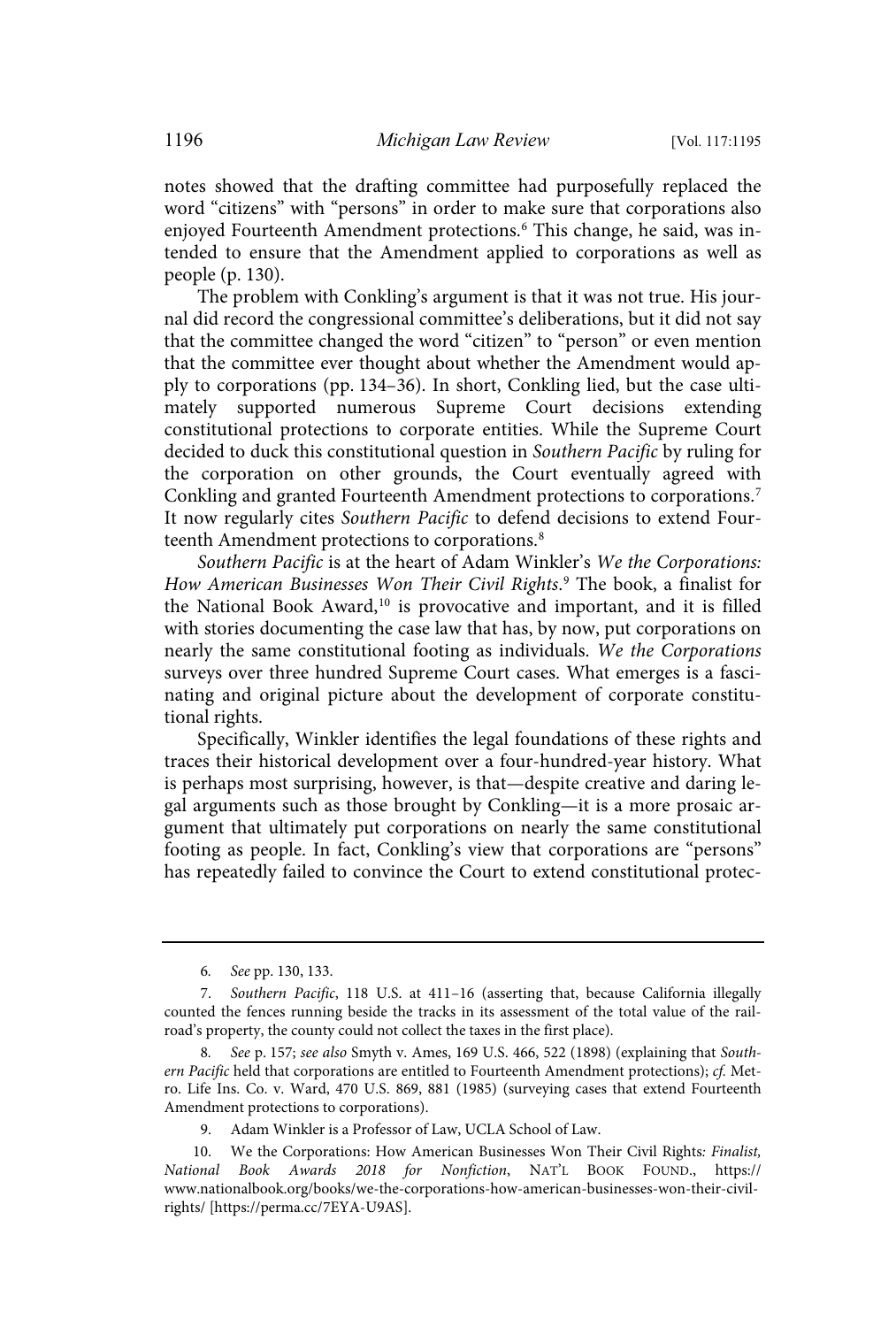notes showed that the drafting committee had purposefully replaced the word "citizens" with "persons" in order to make sure that corporations also enjoyed Fourteenth Amendment protections.[6] This change, he said, was intended to ensure that the Amendment applied to corporations as well as people (p. 130).

The problem with Conkling's argument is that it was not true. His journal did record the congressional committee's deliberations, but it did not say that the committee changed the word "citizen" to "person" or even mention that the committee ever thought about whether the Amendment would apply to corporations (pp. 134–36). In short, Conkling lied, but the case ultimately supported numerous Supreme Court decisions extending constitutional protections to corporate entities. While the Supreme Court decided to duck this constitutional question in *Southern Pacific* by ruling for the corporation on other grounds, the Court eventually agreed with Conkling and granted Fourteenth Amendment protections to corporations.[7] It now regularly cites *Southern Pacific* to defend decisions to extend Fourteenth Amendment protections to corporations.[8]

*Southern Pacific* is at the heart of Adam Winkler's *We the Corporations: How American Businesses Won Their Civil Rights*.[9] The book, a finalist for the National Book Award,[10] is provocative and important, and it is filled with stories documenting the case law that has, by now, put corporations on nearly the same constitutional footing as individuals. *We the Corporations* surveys over three hundred Supreme Court cases. What emerges is a fascinating and original picture about the development of corporate constitutional rights.

Specifically, Winkler identifies the legal foundations of these rights and traces their historical development over a four-hundred-year history. What is perhaps most surprising, however, is that—despite creative and daring legal arguments such as those brought by Conkling—it is a more prosaic argument that ultimately put corporations on nearly the same constitutional footing as people. In fact, Conkling's view that corporations are "persons" has repeatedly failed to convince the Court to extend constitutional protec-

---

6. *See* pp. 130, 133.

7. *Southern Pacific*, 118 U.S. at 411–16 (asserting that, because California illegally counted the fences running beside the tracks in its assessment of the total value of the railroad's property, the county could not collect the taxes in the first place).

8. *See* p. 157; *see also* Smyth v. Ames, 169 U.S. 466, 522 (1898) (explaining that *Southern Pacific* held that corporations are entitled to Fourteenth Amendment protections); *cf.* Metro. Life Ins. Co. v. Ward, 470 U.S. 869, 881 (1985) (surveying cases that extend Fourteenth Amendment protections to corporations).

9. Adam Winkler is a Professor of Law, UCLA School of Law.

10. We the Corporations: How American Businesses Won Their Civil Rights*: Finalist, National Book Awards 2018 for Nonfiction*, NAT'L BOOK FOUND., https://www.nationalbook.org/books/we-the-corporations-how-american-businesses-won-their-civil-rights/ [https://perma.cc/7EYA-U9AS].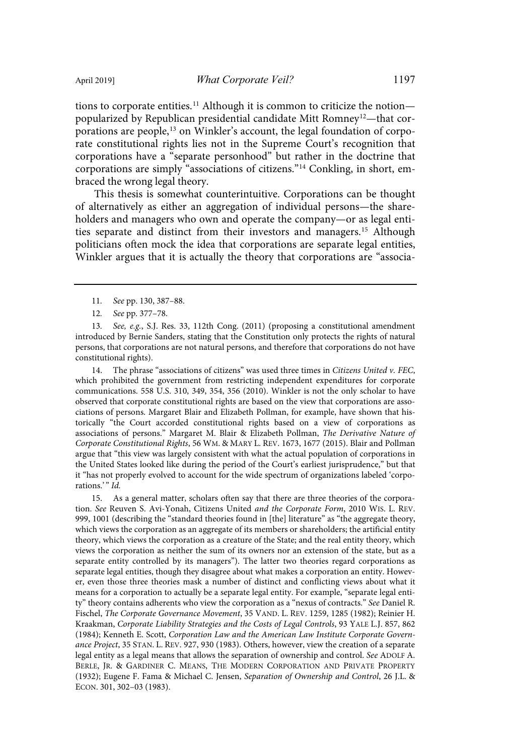tions to corporate entities.[11] Although it is common to criticize the notion—popularized by Republican presidential candidate Mitt Romney[12]—that corporations are people,[13] on Winkler's account, the legal foundation of corporate constitutional rights lies not in the Supreme Court's recognition that corporations have a "separate personhood" but rather in the doctrine that corporations are simply "associations of citizens."[14] Conkling, in short, embraced the wrong legal theory.

This thesis is somewhat counterintuitive. Corporations can be thought of alternatively as either an aggregation of individual persons—the shareholders and managers who own and operate the company—or as legal entities separate and distinct from their investors and managers.[15] Although politicians often mock the idea that corporations are separate legal entities, Winkler argues that it is actually the theory that corporations are "associa-

---

11. *See* pp. 130, 387–88.

12. *See* pp. 377–78.

13. *See, e.g.*, S.J. Res. 33, 112th Cong. (2011) (proposing a constitutional amendment introduced by Bernie Sanders, stating that the Constitution only protects the rights of natural persons, that corporations are not natural persons, and therefore that corporations do not have constitutional rights).

14. The phrase "associations of citizens" was used three times in *Citizens United v. FEC*, which prohibited the government from restricting independent expenditures for corporate communications. 558 U.S. 310, 349, 354, 356 (2010). Winkler is not the only scholar to have observed that corporate constitutional rights are based on the view that corporations are associations of persons. Margaret Blair and Elizabeth Pollman, for example, have shown that historically "the Court accorded constitutional rights based on a view of corporations as associations of persons." Margaret M. Blair & Elizabeth Pollman, *The Derivative Nature of Corporate Constitutional Rights*, 56 WM. & MARY L. REV. 1673, 1677 (2015). Blair and Pollman argue that "this view was largely consistent with what the actual population of corporations in the United States looked like during the period of the Court's earliest jurisprudence," but that it "has not properly evolved to account for the wide spectrum of organizations labeled 'corporations.'" *Id.*

15. As a general matter, scholars often say that there are three theories of the corporation. *See* Reuven S. Avi-Yonah, Citizens United *and the Corporate Form*, 2010 WIS. L. REV. 999, 1001 (describing the "standard theories found in [the] literature" as "the aggregate theory, which views the corporation as an aggregate of its members or shareholders; the artificial entity theory, which views the corporation as a creature of the State; and the real entity theory, which views the corporation as neither the sum of its owners nor an extension of the state, but as a separate entity controlled by its managers"). The latter two theories regard corporations as separate legal entities, though they disagree about what makes a corporation an entity. However, even those three theories mask a number of distinct and conflicting views about what it means for a corporation to actually be a separate legal entity. For example, "separate legal entity" theory contains adherents who view the corporation as a "nexus of contracts." *See* Daniel R. Fischel, *The Corporate Governance Movement*, 35 VAND. L. REV. 1259, 1285 (1982); Reinier H. Kraakman, *Corporate Liability Strategies and the Costs of Legal Controls*, 93 YALE L.J. 857, 862 (1984); Kenneth E. Scott, *Corporation Law and the American Law Institute Corporate Governance Project*, 35 STAN. L. REV. 927, 930 (1983). Others, however, view the creation of a separate legal entity as a legal means that allows the separation of ownership and control. *See* ADOLF A. BERLE, JR. & GARDINER C. MEANS, THE MODERN CORPORATION AND PRIVATE PROPERTY (1932); Eugene F. Fama & Michael C. Jensen, *Separation of Ownership and Control*, 26 J.L. & ECON. 301, 302–03 (1983).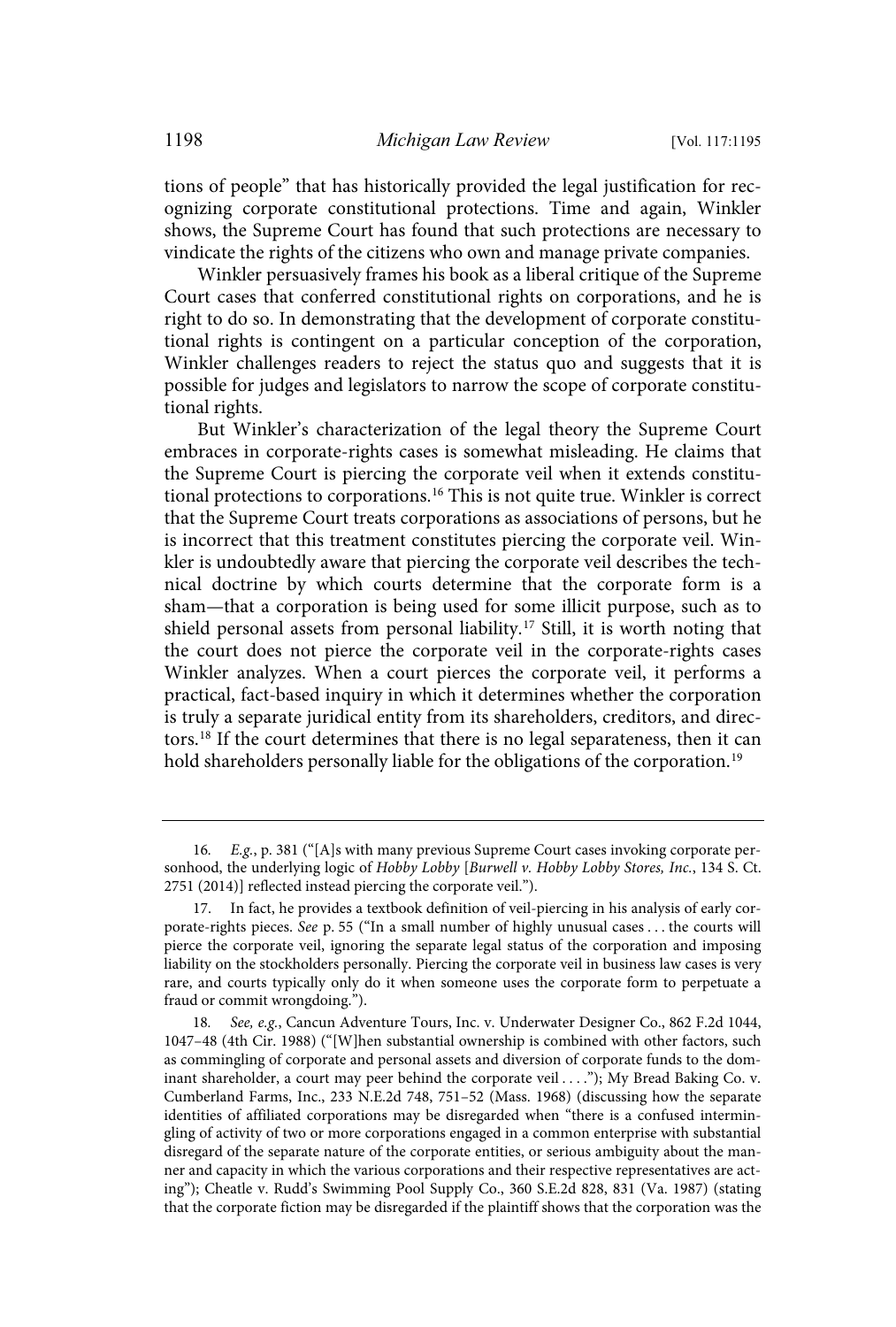tions of people" that has historically provided the legal justification for recognizing corporate constitutional protections. Time and again, Winkler shows, the Supreme Court has found that such protections are necessary to vindicate the rights of the citizens who own and manage private companies.

Winkler persuasively frames his book as a liberal critique of the Supreme Court cases that conferred constitutional rights on corporations, and he is right to do so. In demonstrating that the development of corporate constitutional rights is contingent on a particular conception of the corporation, Winkler challenges readers to reject the status quo and suggests that it is possible for judges and legislators to narrow the scope of corporate constitutional rights.

But Winkler's characterization of the legal theory the Supreme Court embraces in corporate-rights cases is somewhat misleading. He claims that the Supreme Court is piercing the corporate veil when it extends constitutional protections to corporations.[16] This is not quite true. Winkler is correct that the Supreme Court treats corporations as associations of persons, but he is incorrect that this treatment constitutes piercing the corporate veil. Winkler is undoubtedly aware that piercing the corporate veil describes the technical doctrine by which courts determine that the corporate form is a sham—that a corporation is being used for some illicit purpose, such as to shield personal assets from personal liability.[17] Still, it is worth noting that the court does not pierce the corporate veil in the corporate-rights cases Winkler analyzes. When a court pierces the corporate veil, it performs a practical, fact-based inquiry in which it determines whether the corporation is truly a separate juridical entity from its shareholders, creditors, and directors.[18] If the court determines that there is no legal separateness, then it can hold shareholders personally liable for the obligations of the corporation.[19]

---

16. *E.g.*, p. 381 ("[A]s with many previous Supreme Court cases invoking corporate personhood, the underlying logic of *Hobby Lobby* [*Burwell v. Hobby Lobby Stores, Inc.*, 134 S. Ct. 2751 (2014)] reflected instead piercing the corporate veil.").

17. In fact, he provides a textbook definition of veil-piercing in his analysis of early corporate-rights pieces. *See* p. 55 ("In a small number of highly unusual cases . . . the courts will pierce the corporate veil, ignoring the separate legal status of the corporation and imposing liability on the stockholders personally. Piercing the corporate veil in business law cases is very rare, and courts typically only do it when someone uses the corporate form to perpetuate a fraud or commit wrongdoing.").

18. *See, e.g.*, Cancun Adventure Tours, Inc. v. Underwater Designer Co., 862 F.2d 1044, 1047–48 (4th Cir. 1988) ("[W]hen substantial ownership is combined with other factors, such as commingling of corporate and personal assets and diversion of corporate funds to the dominant shareholder, a court may peer behind the corporate veil . . . ."); My Bread Baking Co. v. Cumberland Farms, Inc., 233 N.E.2d 748, 751–52 (Mass. 1968) (discussing how the separate identities of affiliated corporations may be disregarded when "there is a confused intermingling of activity of two or more corporations engaged in a common enterprise with substantial disregard of the separate nature of the corporate entities, or serious ambiguity about the manner and capacity in which the various corporations and their respective representatives are acting"); Cheatle v. Rudd's Swimming Pool Supply Co., 360 S.E.2d 828, 831 (Va. 1987) (stating that the corporate fiction may be disregarded if the plaintiff shows that the corporation was the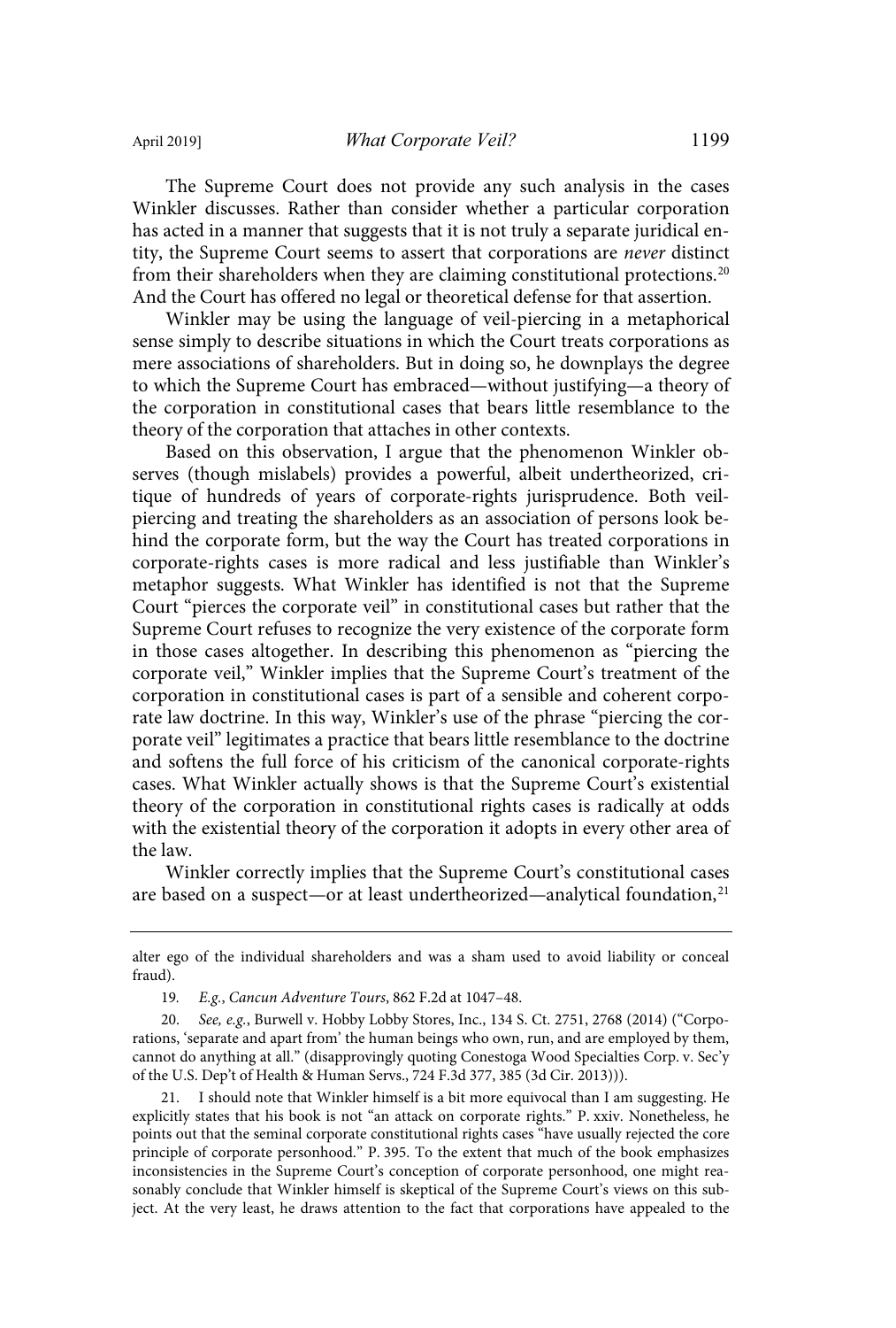The Supreme Court does not provide any such analysis in the cases Winkler discusses. Rather than consider whether a particular corporation has acted in a manner that suggests that it is not truly a separate juridical entity, the Supreme Court seems to assert that corporations are *never* distinct from their shareholders when they are claiming constitutional protections.[20] And the Court has offered no legal or theoretical defense for that assertion.

Winkler may be using the language of veil-piercing in a metaphorical sense simply to describe situations in which the Court treats corporations as mere associations of shareholders. But in doing so, he downplays the degree to which the Supreme Court has embraced—without justifying—a theory of the corporation in constitutional cases that bears little resemblance to the theory of the corporation that attaches in other contexts.

Based on this observation, I argue that the phenomenon Winkler observes (though mislabels) provides a powerful, albeit undertheorized, critique of hundreds of years of corporate-rights jurisprudence. Both veil-piercing and treating the shareholders as an association of persons look behind the corporate form, but the way the Court has treated corporations in corporate-rights cases is more radical and less justifiable than Winkler's metaphor suggests. What Winkler has identified is not that the Supreme Court "pierces the corporate veil" in constitutional cases but rather that the Supreme Court refuses to recognize the very existence of the corporate form in those cases altogether. In describing this phenomenon as "piercing the corporate veil," Winkler implies that the Supreme Court's treatment of the corporation in constitutional cases is part of a sensible and coherent corporate law doctrine. In this way, Winkler's use of the phrase "piercing the corporate veil" legitimates a practice that bears little resemblance to the doctrine and softens the full force of his criticism of the canonical corporate-rights cases. What Winkler actually shows is that the Supreme Court's existential theory of the corporation in constitutional rights cases is radically at odds with the existential theory of the corporation it adopts in every other area of the law.

Winkler correctly implies that the Supreme Court's constitutional cases are based on a suspect—or at least undertheorized—analytical foundation,[21]

---

alter ego of the individual shareholders and was a sham used to avoid liability or conceal fraud).

19. *E.g.*, *Cancun Adventure Tours*, 862 F.2d at 1047–48.

20. *See, e.g.*, Burwell v. Hobby Lobby Stores, Inc., 134 S. Ct. 2751, 2768 (2014) ("Corporations, 'separate and apart from' the human beings who own, run, and are employed by them, cannot do anything at all." (disapprovingly quoting Conestoga Wood Specialties Corp. v. Sec'y of the U.S. Dep't of Health & Human Servs., 724 F.3d 377, 385 (3d Cir. 2013))).

21. I should note that Winkler himself is a bit more equivocal than I am suggesting. He explicitly states that his book is not "an attack on corporate rights." P. xxiv. Nonetheless, he points out that the seminal corporate constitutional rights cases "have usually rejected the core principle of corporate personhood." P. 395. To the extent that much of the book emphasizes inconsistencies in the Supreme Court's conception of corporate personhood, one might reasonably conclude that Winkler himself is skeptical of the Supreme Court's views on this subject. At the very least, he draws attention to the fact that corporations have appealed to the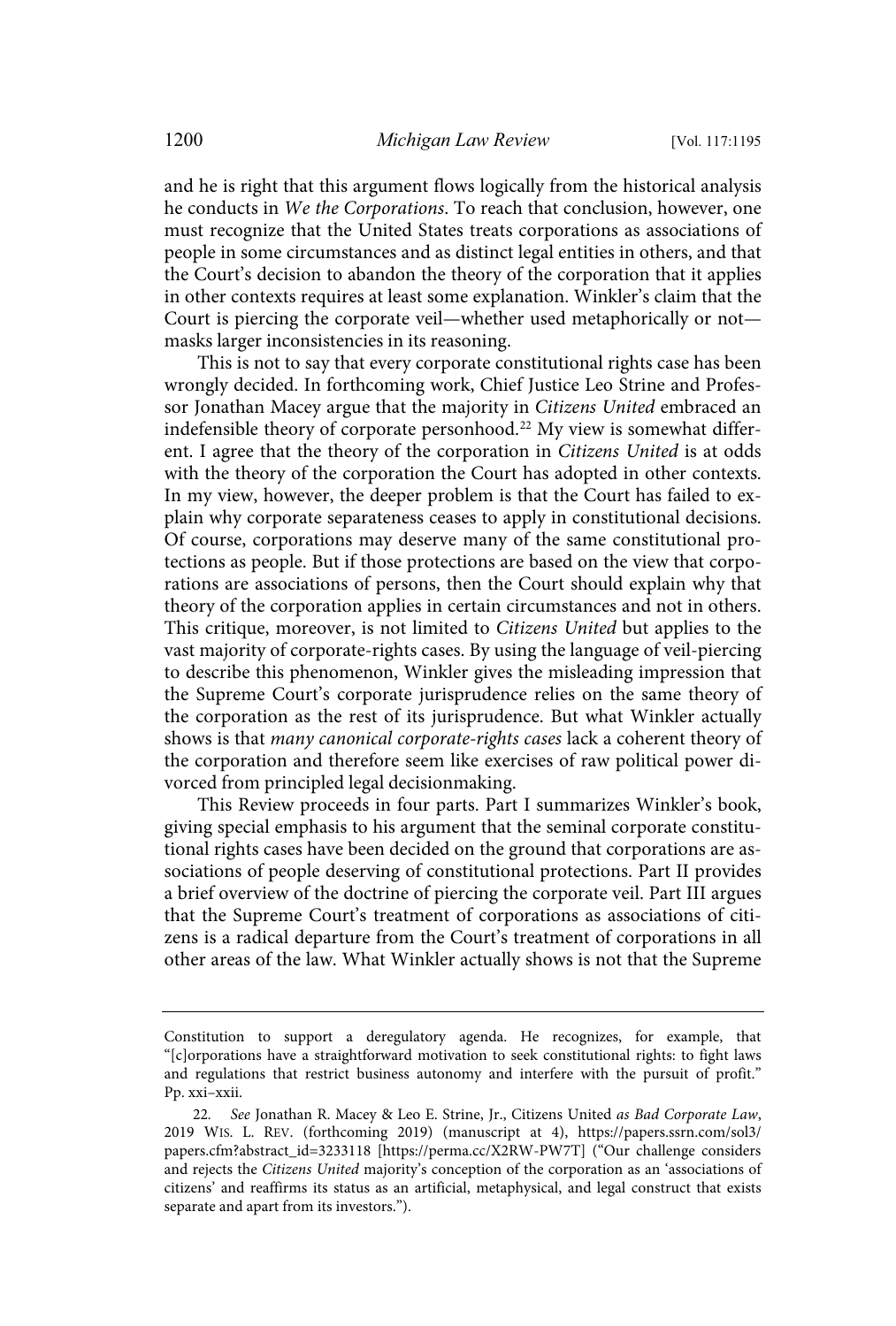and he is right that this argument flows logically from the historical analysis he conducts in *We the Corporations*. To reach that conclusion, however, one must recognize that the United States treats corporations as associations of people in some circumstances and as distinct legal entities in others, and that the Court's decision to abandon the theory of the corporation that it applies in other contexts requires at least some explanation. Winkler's claim that the Court is piercing the corporate veil—whether used metaphorically or not—masks larger inconsistencies in its reasoning.

This is not to say that every corporate constitutional rights case has been wrongly decided. In forthcoming work, Chief Justice Leo Strine and Professor Jonathan Macey argue that the majority in *Citizens United* embraced an indefensible theory of corporate personhood.[22] My view is somewhat different. I agree that the theory of the corporation in *Citizens United* is at odds with the theory of the corporation the Court has adopted in other contexts. In my view, however, the deeper problem is that the Court has failed to explain why corporate separateness ceases to apply in constitutional decisions. Of course, corporations may deserve many of the same constitutional protections as people. But if those protections are based on the view that corporations are associations of persons, then the Court should explain why that theory of the corporation applies in certain circumstances and not in others. This critique, moreover, is not limited to *Citizens United* but applies to the vast majority of corporate-rights cases. By using the language of veil-piercing to describe this phenomenon, Winkler gives the misleading impression that the Supreme Court's corporate jurisprudence relies on the same theory of the corporation as the rest of its jurisprudence. But what Winkler actually shows is that *many canonical corporate-rights cases* lack a coherent theory of the corporation and therefore seem like exercises of raw political power divorced from principled legal decisionmaking.

This Review proceeds in four parts. Part I summarizes Winkler's book, giving special emphasis to his argument that the seminal corporate constitutional rights cases have been decided on the ground that corporations are associations of people deserving of constitutional protections. Part II provides a brief overview of the doctrine of piercing the corporate veil. Part III argues that the Supreme Court's treatment of corporations as associations of citizens is a radical departure from the Court's treatment of corporations in all other areas of the law. What Winkler actually shows is not that the Supreme

---

Constitution to support a deregulatory agenda. He recognizes, for example, that "[c]orporations have a straightforward motivation to seek constitutional rights: to fight laws and regulations that restrict business autonomy and interfere with the pursuit of profit." Pp. xxi–xxii.

22. *See* Jonathan R. Macey & Leo E. Strine, Jr., Citizens United *as Bad Corporate Law*, 2019 WIS. L. REV. (forthcoming 2019) (manuscript at 4), https://papers.ssrn.com/sol3/papers.cfm?abstract_id=3233118 [https://perma.cc/X2RW-PW7T] ("Our challenge considers and rejects the *Citizens United* majority's conception of the corporation as an 'associations of citizens' and reaffirms its status as an artificial, metaphysical, and legal construct that exists separate and apart from its investors.").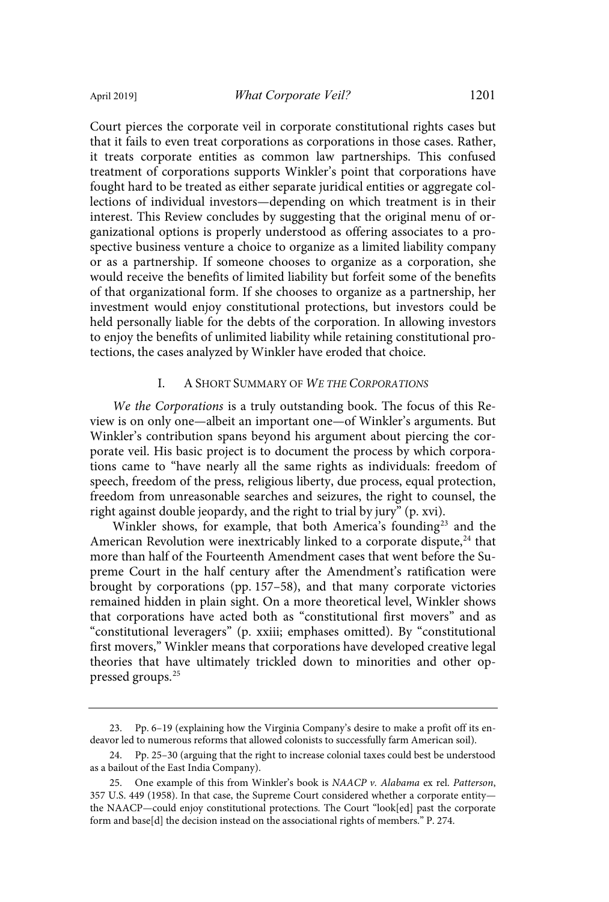Court pierces the corporate veil in corporate constitutional rights cases but that it fails to even treat corporations as corporations in those cases. Rather, it treats corporate entities as common law partnerships. This confused treatment of corporations supports Winkler's point that corporations have fought hard to be treated as either separate juridical entities or aggregate collections of individual investors—depending on which treatment is in their interest. This Review concludes by suggesting that the original menu of organizational options is properly understood as offering associates to a prospective business venture a choice to organize as a limited liability company or as a partnership. If someone chooses to organize as a corporation, she would receive the benefits of limited liability but forfeit some of the benefits of that organizational form. If she chooses to organize as a partnership, her investment would enjoy constitutional protections, but investors could be held personally liable for the debts of the corporation. In allowing investors to enjoy the benefits of unlimited liability while retaining constitutional protections, the cases analyzed by Winkler have eroded that choice.

## I. A Short Summary of *We the Corporations*

*We the Corporations* is a truly outstanding book. The focus of this Review is on only one—albeit an important one—of Winkler's arguments. But Winkler's contribution spans beyond his argument about piercing the corporate veil. His basic project is to document the process by which corporations came to "have nearly all the same rights as individuals: freedom of speech, freedom of the press, religious liberty, due process, equal protection, freedom from unreasonable searches and seizures, the right to counsel, the right against double jeopardy, and the right to trial by jury" (p. xvi).

Winkler shows, for example, that both America's founding[23] and the American Revolution were inextricably linked to a corporate dispute,[24] that more than half of the Fourteenth Amendment cases that went before the Supreme Court in the half century after the Amendment's ratification were brought by corporations (pp. 157–58), and that many corporate victories remained hidden in plain sight. On a more theoretical level, Winkler shows that corporations have acted both as "constitutional first movers" and as "constitutional leveragers" (p. xxiii; emphases omitted). By "constitutional first movers," Winkler means that corporations have developed creative legal theories that have ultimately trickled down to minorities and other oppressed groups.[25]

---

23. Pp. 6–19 (explaining how the Virginia Company's desire to make a profit off its endeavor led to numerous reforms that allowed colonists to successfully farm American soil).

24. Pp. 25–30 (arguing that the right to increase colonial taxes could best be understood as a bailout of the East India Company).

25. One example of this from Winkler's book is *NAACP v. Alabama* ex rel. *Patterson*, 357 U.S. 449 (1958). In that case, the Supreme Court considered whether a corporate entity—the NAACP—could enjoy constitutional protections. The Court "look[ed] past the corporate form and base[d] the decision instead on the associational rights of members." P. 274.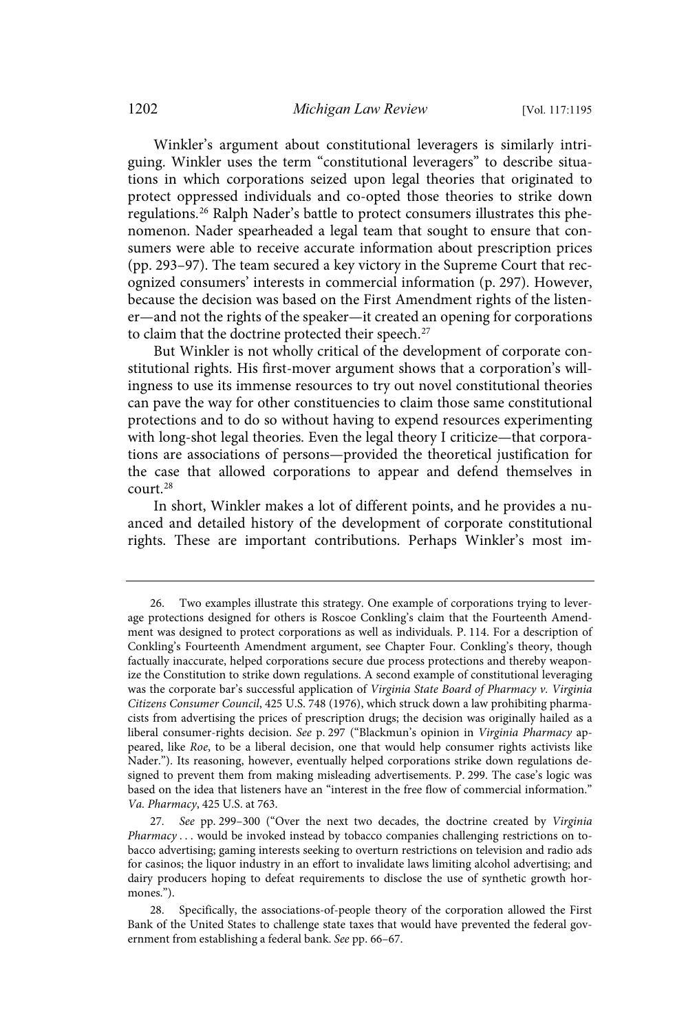Winkler's argument about constitutional leveragers is similarly intriguing. Winkler uses the term "constitutional leveragers" to describe situations in which corporations seized upon legal theories that originated to protect oppressed individuals and co-opted those theories to strike down regulations.[26] Ralph Nader's battle to protect consumers illustrates this phenomenon. Nader spearheaded a legal team that sought to ensure that consumers were able to receive accurate information about prescription prices (pp. 293–97). The team secured a key victory in the Supreme Court that recognized consumers' interests in commercial information (p. 297). However, because the decision was based on the First Amendment rights of the listener—and not the rights of the speaker—it created an opening for corporations to claim that the doctrine protected their speech.[27]

But Winkler is not wholly critical of the development of corporate constitutional rights. His first-mover argument shows that a corporation's willingness to use its immense resources to try out novel constitutional theories can pave the way for other constituencies to claim those same constitutional protections and to do so without having to expend resources experimenting with long-shot legal theories. Even the legal theory I criticize—that corporations are associations of persons—provided the theoretical justification for the case that allowed corporations to appear and defend themselves in court.[28]

In short, Winkler makes a lot of different points, and he provides a nuanced and detailed history of the development of corporate constitutional rights. These are important contributions. Perhaps Winkler's most im-

---

26. Two examples illustrate this strategy. One example of corporations trying to leverage protections designed for others is Roscoe Conkling's claim that the Fourteenth Amendment was designed to protect corporations as well as individuals. P. 114. For a description of Conkling's Fourteenth Amendment argument, see Chapter Four. Conkling's theory, though factually inaccurate, helped corporations secure due process protections and thereby weaponize the Constitution to strike down regulations. A second example of constitutional leveraging was the corporate bar's successful application of *Virginia State Board of Pharmacy v. Virginia Citizens Consumer Council*, 425 U.S. 748 (1976), which struck down a law prohibiting pharmacists from advertising the prices of prescription drugs; the decision was originally hailed as a liberal consumer-rights decision. *See* p. 297 ("Blackmun's opinion in *Virginia Pharmacy* appeared, like *Roe*, to be a liberal decision, one that would help consumer rights activists like Nader."). Its reasoning, however, eventually helped corporations strike down regulations designed to prevent them from making misleading advertisements. P. 299. The case's logic was based on the idea that listeners have an "interest in the free flow of commercial information." *Va. Pharmacy*, 425 U.S. at 763.

27. *See* pp. 299–300 ("Over the next two decades, the doctrine created by *Virginia Pharmacy* . . . would be invoked instead by tobacco companies challenging restrictions on tobacco advertising; gaming interests seeking to overturn restrictions on television and radio ads for casinos; the liquor industry in an effort to invalidate laws limiting alcohol advertising; and dairy producers hoping to defeat requirements to disclose the use of synthetic growth hormones.").

28. Specifically, the associations-of-people theory of the corporation allowed the First Bank of the United States to challenge state taxes that would have prevented the federal government from establishing a federal bank. *See* pp. 66–67.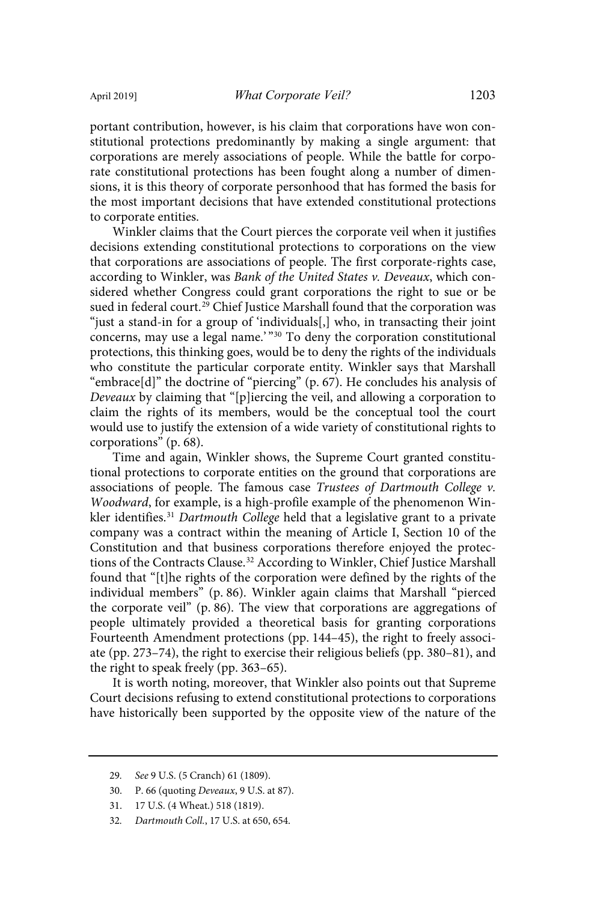portant contribution, however, is his claim that corporations have won constitutional protections predominantly by making a single argument: that corporations are merely associations of people. While the battle for corporate constitutional protections has been fought along a number of dimensions, it is this theory of corporate personhood that has formed the basis for the most important decisions that have extended constitutional protections to corporate entities.

Winkler claims that the Court pierces the corporate veil when it justifies decisions extending constitutional protections to corporations on the view that corporations are associations of people. The first corporate-rights case, according to Winkler, was *Bank of the United States v. Deveaux*, which considered whether Congress could grant corporations the right to sue or be sued in federal court.[29] Chief Justice Marshall found that the corporation was "just a stand-in for a group of 'individuals[,] who, in transacting their joint concerns, may use a legal name.'"[30] To deny the corporation constitutional protections, this thinking goes, would be to deny the rights of the individuals who constitute the particular corporate entity. Winkler says that Marshall "embrace[d]" the doctrine of "piercing" (p. 67). He concludes his analysis of *Deveaux* by claiming that "[p]iercing the veil, and allowing a corporation to claim the rights of its members, would be the conceptual tool the court would use to justify the extension of a wide variety of constitutional rights to corporations" (p. 68).

Time and again, Winkler shows, the Supreme Court granted constitutional protections to corporate entities on the ground that corporations are associations of people. The famous case *Trustees of Dartmouth College v. Woodward*, for example, is a high-profile example of the phenomenon Winkler identifies.[31] *Dartmouth College* held that a legislative grant to a private company was a contract within the meaning of Article I, Section 10 of the Constitution and that business corporations therefore enjoyed the protections of the Contracts Clause.[32] According to Winkler, Chief Justice Marshall found that "[t]he rights of the corporation were defined by the rights of the individual members" (p. 86). Winkler again claims that Marshall "pierced the corporate veil" (p. 86). The view that corporations are aggregations of people ultimately provided a theoretical basis for granting corporations Fourteenth Amendment protections (pp. 144–45), the right to freely associate (pp. 273–74), the right to exercise their religious beliefs (pp. 380–81), and the right to speak freely (pp. 363–65).

It is worth noting, moreover, that Winkler also points out that Supreme Court decisions refusing to extend constitutional protections to corporations have historically been supported by the opposite view of the nature of the

---

29. *See* 9 U.S. (5 Cranch) 61 (1809).

30. P. 66 (quoting *Deveaux*, 9 U.S. at 87).

31. 17 U.S. (4 Wheat.) 518 (1819).

32. *Dartmouth Coll.*, 17 U.S. at 650, 654.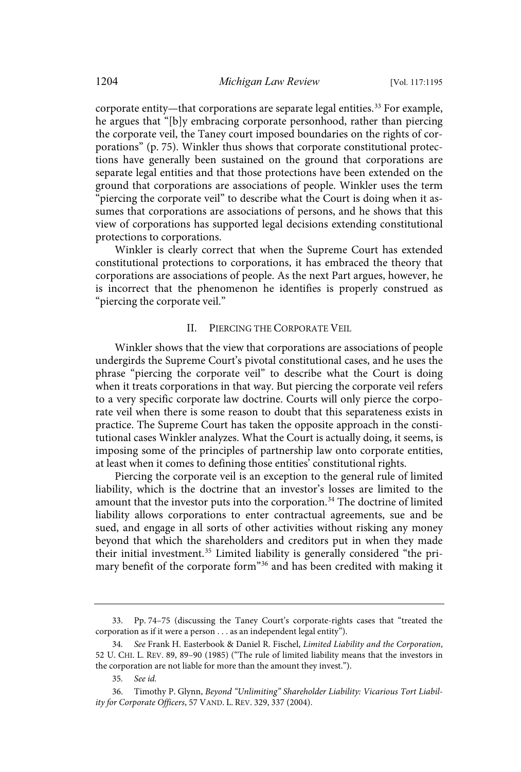corporate entity—that corporations are separate legal entities.[33] For example, he argues that "[b]y embracing corporate personhood, rather than piercing the corporate veil, the Taney court imposed boundaries on the rights of corporations" (p. 75). Winkler thus shows that corporate constitutional protections have generally been sustained on the ground that corporations are separate legal entities and that those protections have been extended on the ground that corporations are associations of people. Winkler uses the term "piercing the corporate veil" to describe what the Court is doing when it assumes that corporations are associations of persons, and he shows that this view of corporations has supported legal decisions extending constitutional protections to corporations.

Winkler is clearly correct that when the Supreme Court has extended constitutional protections to corporations, it has embraced the theory that corporations are associations of people. As the next Part argues, however, he is incorrect that the phenomenon he identifies is properly construed as "piercing the corporate veil."

## II. PIERCING THE CORPORATE VEIL

Winkler shows that the view that corporations are associations of people undergirds the Supreme Court's pivotal constitutional cases, and he uses the phrase "piercing the corporate veil" to describe what the Court is doing when it treats corporations in that way. But piercing the corporate veil refers to a very specific corporate law doctrine. Courts will only pierce the corporate veil when there is some reason to doubt that this separateness exists in practice. The Supreme Court has taken the opposite approach in the constitutional cases Winkler analyzes. What the Court is actually doing, it seems, is imposing some of the principles of partnership law onto corporate entities, at least when it comes to defining those entities' constitutional rights.

Piercing the corporate veil is an exception to the general rule of limited liability, which is the doctrine that an investor's losses are limited to the amount that the investor puts into the corporation.[34] The doctrine of limited liability allows corporations to enter contractual agreements, sue and be sued, and engage in all sorts of other activities without risking any money beyond that which the shareholders and creditors put in when they made their initial investment.[35] Limited liability is generally considered "the primary benefit of the corporate form"[36] and has been credited with making it

---

33. Pp. 74–75 (discussing the Taney Court's corporate-rights cases that "treated the corporation as if it were a person . . . as an independent legal entity").

34. *See* Frank H. Easterbook & Daniel R. Fischel, *Limited Liability and the Corporation*, 52 U. CHI. L. REV. 89, 89–90 (1985) ("The rule of limited liability means that the investors in the corporation are not liable for more than the amount they invest.").

35. *See id.*

36. Timothy P. Glynn, *Beyond "Unlimiting" Shareholder Liability: Vicarious Tort Liability for Corporate Officers*, 57 VAND. L. REV. 329, 337 (2004).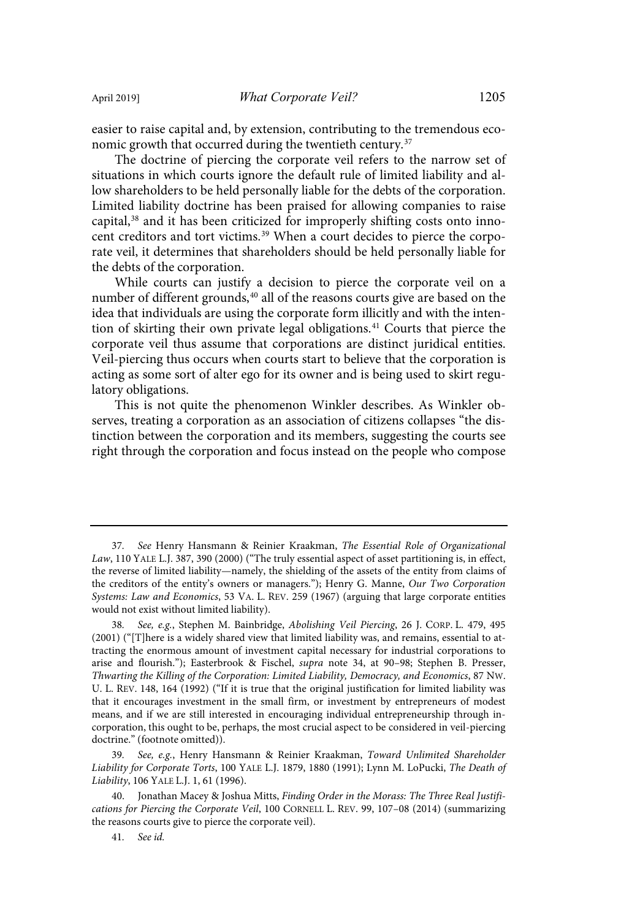easier to raise capital and, by extension, contributing to the tremendous economic growth that occurred during the twentieth century.[37]

The doctrine of piercing the corporate veil refers to the narrow set of situations in which courts ignore the default rule of limited liability and allow shareholders to be held personally liable for the debts of the corporation. Limited liability doctrine has been praised for allowing companies to raise capital,[38] and it has been criticized for improperly shifting costs onto innocent creditors and tort victims.[39] When a court decides to pierce the corporate veil, it determines that shareholders should be held personally liable for the debts of the corporation.

While courts can justify a decision to pierce the corporate veil on a number of different grounds,[40] all of the reasons courts give are based on the idea that individuals are using the corporate form illicitly and with the intention of skirting their own private legal obligations.[41] Courts that pierce the corporate veil thus assume that corporations are distinct juridical entities. Veil-piercing thus occurs when courts start to believe that the corporation is acting as some sort of alter ego for its owner and is being used to skirt regulatory obligations.

This is not quite the phenomenon Winkler describes. As Winkler observes, treating a corporation as an association of citizens collapses "the distinction between the corporation and its members, suggesting the courts see right through the corporation and focus instead on the people who compose

---

37. *See* Henry Hansmann & Reinier Kraakman, *The Essential Role of Organizational Law*, 110 YALE L.J. 387, 390 (2000) ("The truly essential aspect of asset partitioning is, in effect, the reverse of limited liability—namely, the shielding of the assets of the entity from claims of the creditors of the entity's owners or managers."); Henry G. Manne, *Our Two Corporation Systems: Law and Economics*, 53 VA. L. REV. 259 (1967) (arguing that large corporate entities would not exist without limited liability).

38. *See, e.g.*, Stephen M. Bainbridge, *Abolishing Veil Piercing*, 26 J. CORP. L. 479, 495 (2001) ("[T]here is a widely shared view that limited liability was, and remains, essential to attracting the enormous amount of investment capital necessary for industrial corporations to arise and flourish."); Easterbrook & Fischel, *supra* note 34, at 90–98; Stephen B. Presser, *Thwarting the Killing of the Corporation: Limited Liability, Democracy, and Economics*, 87 NW. U. L. REV. 148, 164 (1992) ("If it is true that the original justification for limited liability was that it encourages investment in the small firm, or investment by entrepreneurs of modest means, and if we are still interested in encouraging individual entrepreneurship through incorporation, this ought to be, perhaps, the most crucial aspect to be considered in veil-piercing doctrine." (footnote omitted)).

39. *See, e.g.*, Henry Hansmann & Reinier Kraakman, *Toward Unlimited Shareholder Liability for Corporate Torts*, 100 YALE L.J. 1879, 1880 (1991); Lynn M. LoPucki, *The Death of Liability*, 106 YALE L.J. 1, 61 (1996).

40. Jonathan Macey & Joshua Mitts, *Finding Order in the Morass: The Three Real Justifications for Piercing the Corporate Veil*, 100 CORNELL L. REV. 99, 107–08 (2014) (summarizing the reasons courts give to pierce the corporate veil).

41. *See id.*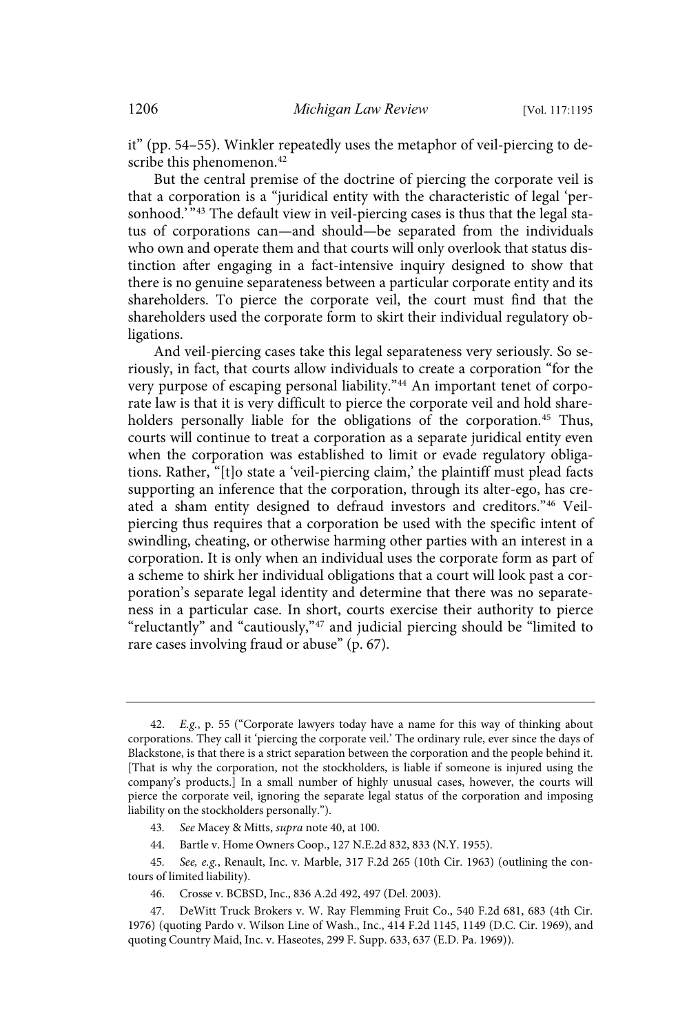it" (pp. 54–55). Winkler repeatedly uses the metaphor of veil-piercing to describe this phenomenon.[42]

But the central premise of the doctrine of piercing the corporate veil is that a corporation is a "juridical entity with the characteristic of legal 'personhood.'"[43] The default view in veil-piercing cases is thus that the legal status of corporations can—and should—be separated from the individuals who own and operate them and that courts will only overlook that status distinction after engaging in a fact-intensive inquiry designed to show that there is no genuine separateness between a particular corporate entity and its shareholders. To pierce the corporate veil, the court must find that the shareholders used the corporate form to skirt their individual regulatory obligations.

And veil-piercing cases take this legal separateness very seriously. So seriously, in fact, that courts allow individuals to create a corporation "for the very purpose of escaping personal liability."[44] An important tenet of corporate law is that it is very difficult to pierce the corporate veil and hold shareholders personally liable for the obligations of the corporation.[45] Thus, courts will continue to treat a corporation as a separate juridical entity even when the corporation was established to limit or evade regulatory obligations. Rather, "[t]o state a 'veil-piercing claim,' the plaintiff must plead facts supporting an inference that the corporation, through its alter-ego, has created a sham entity designed to defraud investors and creditors."[46] Veil-piercing thus requires that a corporation be used with the specific intent of swindling, cheating, or otherwise harming other parties with an interest in a corporation. It is only when an individual uses the corporate form as part of a scheme to shirk her individual obligations that a court will look past a corporation's separate legal identity and determine that there was no separateness in a particular case. In short, courts exercise their authority to pierce "reluctantly" and "cautiously,"[47] and judicial piercing should be "limited to rare cases involving fraud or abuse" (p. 67).

---

42. *E.g.*, p. 55 ("Corporate lawyers today have a name for this way of thinking about corporations. They call it 'piercing the corporate veil.' The ordinary rule, ever since the days of Blackstone, is that there is a strict separation between the corporation and the people behind it. [That is why the corporation, not the stockholders, is liable if someone is injured using the company's products.] In a small number of highly unusual cases, however, the courts will pierce the corporate veil, ignoring the separate legal status of the corporation and imposing liability on the stockholders personally.").

43. *See* Macey & Mitts, *supra* note 40, at 100.

44. Bartle v. Home Owners Coop., 127 N.E.2d 832, 833 (N.Y. 1955).

45. *See, e.g.*, Renault, Inc. v. Marble, 317 F.2d 265 (10th Cir. 1963) (outlining the contours of limited liability).

46. Crosse v. BCBSD, Inc., 836 A.2d 492, 497 (Del. 2003).

47. DeWitt Truck Brokers v. W. Ray Flemming Fruit Co., 540 F.2d 681, 683 (4th Cir. 1976) (quoting Pardo v. Wilson Line of Wash., Inc., 414 F.2d 1145, 1149 (D.C. Cir. 1969), and quoting Country Maid, Inc. v. Haseotes, 299 F. Supp. 633, 637 (E.D. Pa. 1969)).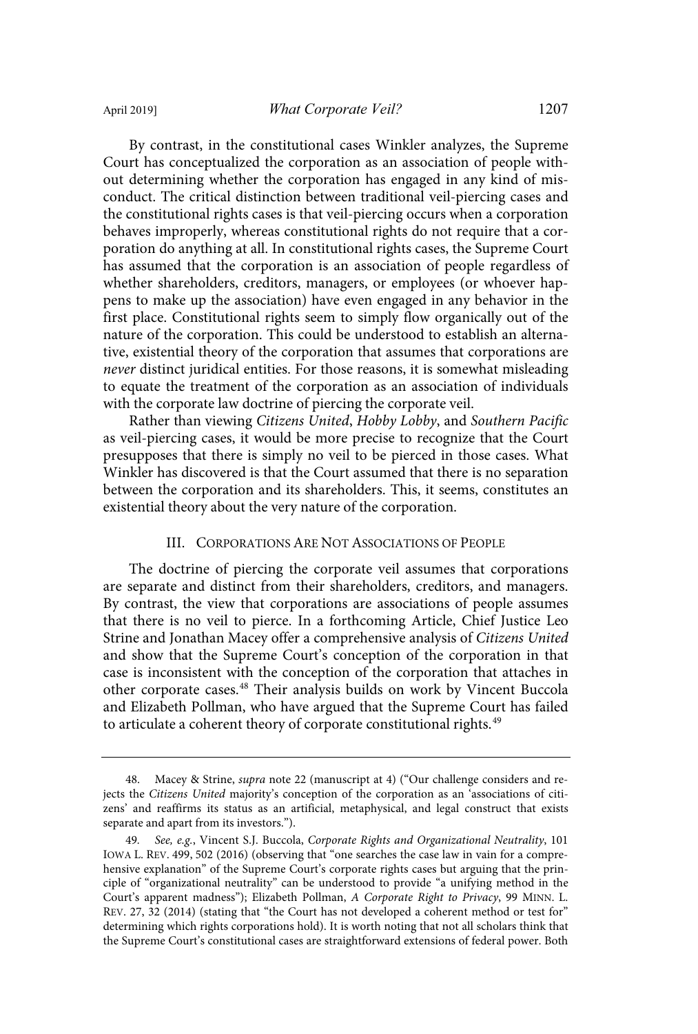By contrast, in the constitutional cases Winkler analyzes, the Supreme Court has conceptualized the corporation as an association of people without determining whether the corporation has engaged in any kind of misconduct. The critical distinction between traditional veil-piercing cases and the constitutional rights cases is that veil-piercing occurs when a corporation behaves improperly, whereas constitutional rights do not require that a corporation do anything at all. In constitutional rights cases, the Supreme Court has assumed that the corporation is an association of people regardless of whether shareholders, creditors, managers, or employees (or whoever happens to make up the association) have even engaged in any behavior in the first place. Constitutional rights seem to simply flow organically out of the nature of the corporation. This could be understood to establish an alternative, existential theory of the corporation that assumes that corporations are *never* distinct juridical entities. For those reasons, it is somewhat misleading to equate the treatment of the corporation as an association of individuals with the corporate law doctrine of piercing the corporate veil.

Rather than viewing *Citizens United*, *Hobby Lobby*, and *Southern Pacific* as veil-piercing cases, it would be more precise to recognize that the Court presupposes that there is simply no veil to be pierced in those cases. What Winkler has discovered is that the Court assumed that there is no separation between the corporation and its shareholders. This, it seems, constitutes an existential theory about the very nature of the corporation.

## III. Corporations Are Not Associations of People

The doctrine of piercing the corporate veil assumes that corporations are separate and distinct from their shareholders, creditors, and managers. By contrast, the view that corporations are associations of people assumes that there is no veil to pierce. In a forthcoming Article, Chief Justice Leo Strine and Jonathan Macey offer a comprehensive analysis of *Citizens United* and show that the Supreme Court's conception of the corporation in that case is inconsistent with the conception of the corporation that attaches in other corporate cases.[48] Their analysis builds on work by Vincent Buccola and Elizabeth Pollman, who have argued that the Supreme Court has failed to articulate a coherent theory of corporate constitutional rights.[49]

---

48. Macey & Strine, *supra* note 22 (manuscript at 4) ("Our challenge considers and rejects the *Citizens United* majority's conception of the corporation as an 'associations of citizens' and reaffirms its status as an artificial, metaphysical, and legal construct that exists separate and apart from its investors.").

49. *See, e.g.*, Vincent S.J. Buccola, *Corporate Rights and Organizational Neutrality*, 101 IOWA L. REV. 499, 502 (2016) (observing that "one searches the case law in vain for a comprehensive explanation" of the Supreme Court's corporate rights cases but arguing that the principle of "organizational neutrality" can be understood to provide "a unifying method in the Court's apparent madness"); Elizabeth Pollman, *A Corporate Right to Privacy*, 99 MINN. L. REV. 27, 32 (2014) (stating that "the Court has not developed a coherent method or test for" determining which rights corporations hold). It is worth noting that not all scholars think that the Supreme Court's constitutional cases are straightforward extensions of federal power. Both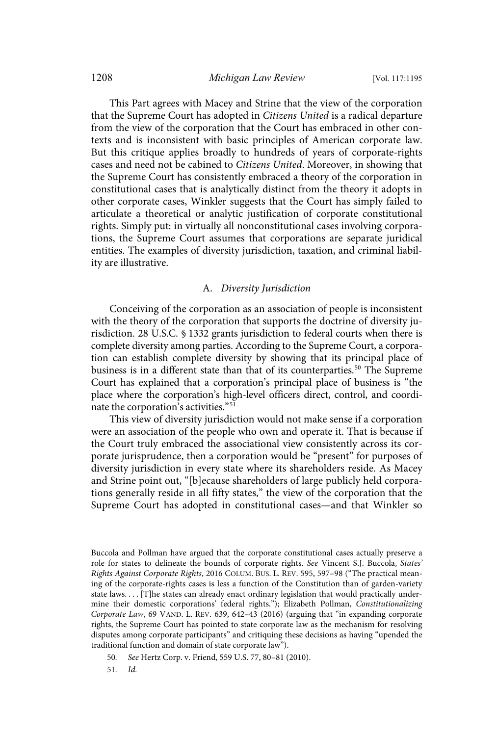This Part agrees with Macey and Strine that the view of the corporation that the Supreme Court has adopted in *Citizens United* is a radical departure from the view of the corporation that the Court has embraced in other contexts and is inconsistent with basic principles of American corporate law. But this critique applies broadly to hundreds of years of corporate-rights cases and need not be cabined to *Citizens United*. Moreover, in showing that the Supreme Court has consistently embraced a theory of the corporation in constitutional cases that is analytically distinct from the theory it adopts in other corporate cases, Winkler suggests that the Court has simply failed to articulate a theoretical or analytic justification of corporate constitutional rights. Simply put: in virtually all nonconstitutional cases involving corporations, the Supreme Court assumes that corporations are separate juridical entities. The examples of diversity jurisdiction, taxation, and criminal liability are illustrative.

### A. *Diversity Jurisdiction*

Conceiving of the corporation as an association of people is inconsistent with the theory of the corporation that supports the doctrine of diversity jurisdiction. 28 U.S.C. § 1332 grants jurisdiction to federal courts when there is complete diversity among parties. According to the Supreme Court, a corporation can establish complete diversity by showing that its principal place of business is in a different state than that of its counterparties.[50] The Supreme Court has explained that a corporation's principal place of business is "the place where the corporation's high-level officers direct, control, and coordinate the corporation's activities."[51]

This view of diversity jurisdiction would not make sense if a corporation were an association of the people who own and operate it. That is because if the Court truly embraced the associational view consistently across its corporate jurisprudence, then a corporation would be "present" for purposes of diversity jurisdiction in every state where its shareholders reside. As Macey and Strine point out, "[b]ecause shareholders of large publicly held corporations generally reside in all fifty states," the view of the corporation that the Supreme Court has adopted in constitutional cases—and that Winkler so

---

Buccola and Pollman have argued that the corporate constitutional cases actually preserve a role for states to delineate the bounds of corporate rights. *See* Vincent S.J. Buccola, *States' Rights Against Corporate Rights*, 2016 COLUM. BUS. L. REV. 595, 597–98 ("The practical meaning of the corporate-rights cases is less a function of the Constitution than of garden-variety state laws. . . . [T]he states can already enact ordinary legislation that would practically undermine their domestic corporations' federal rights."); Elizabeth Pollman, *Constitutionalizing Corporate Law*, 69 VAND. L. REV. 639, 642–43 (2016) (arguing that "in expanding corporate rights, the Supreme Court has pointed to state corporate law as the mechanism for resolving disputes among corporate participants" and critiquing these decisions as having "upended the traditional function and domain of state corporate law").

50. *See* Hertz Corp. v. Friend, 559 U.S. 77, 80–81 (2010).

51. *Id.*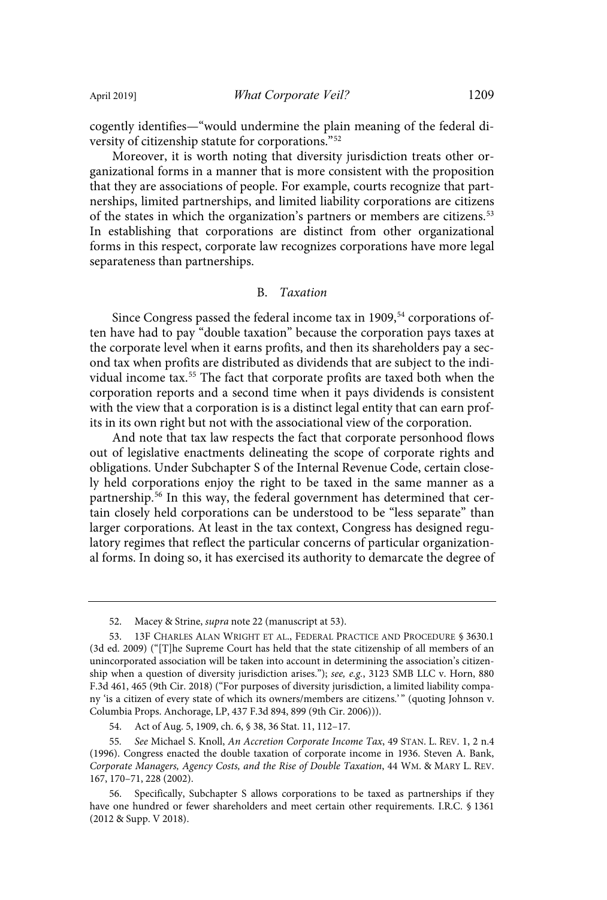cogently identifies—"would undermine the plain meaning of the federal diversity of citizenship statute for corporations."[52]

Moreover, it is worth noting that diversity jurisdiction treats other organizational forms in a manner that is more consistent with the proposition that they are associations of people. For example, courts recognize that partnerships, limited partnerships, and limited liability corporations are citizens of the states in which the organization's partners or members are citizens.[53] In establishing that corporations are distinct from other organizational forms in this respect, corporate law recognizes corporations have more legal separateness than partnerships.

### B. *Taxation*

Since Congress passed the federal income tax in 1909,[54] corporations often have had to pay "double taxation" because the corporation pays taxes at the corporate level when it earns profits, and then its shareholders pay a second tax when profits are distributed as dividends that are subject to the individual income tax.[55] The fact that corporate profits are taxed both when the corporation reports and a second time when it pays dividends is consistent with the view that a corporation is is a distinct legal entity that can earn profits in its own right but not with the associational view of the corporation.

And note that tax law respects the fact that corporate personhood flows out of legislative enactments delineating the scope of corporate rights and obligations. Under Subchapter S of the Internal Revenue Code, certain closely held corporations enjoy the right to be taxed in the same manner as a partnership.[56] In this way, the federal government has determined that certain closely held corporations can be understood to be "less separate" than larger corporations. At least in the tax context, Congress has designed regulatory regimes that reflect the particular concerns of particular organizational forms. In doing so, it has exercised its authority to demarcate the degree of

---

52. Macey & Strine, *supra* note 22 (manuscript at 53).

53. 13F Charles Alan Wright et al., Federal Practice and Procedure § 3630.1 (3d ed. 2009) ("[T]he Supreme Court has held that the state citizenship of all members of an unincorporated association will be taken into account in determining the association's citizenship when a question of diversity jurisdiction arises."); *see, e.g.*, 3123 SMB LLC v. Horn, 880 F.3d 461, 465 (9th Cir. 2018) ("For purposes of diversity jurisdiction, a limited liability company 'is a citizen of every state of which its owners/members are citizens.'" (quoting Johnson v. Columbia Props. Anchorage, LP, 437 F.3d 894, 899 (9th Cir. 2006))).

54. Act of Aug. 5, 1909, ch. 6, § 38, 36 Stat. 11, 112–17.

55. *See* Michael S. Knoll, *An Accretion Corporate Income Tax*, 49 Stan. L. Rev. 1, 2 n.4 (1996). Congress enacted the double taxation of corporate income in 1936. Steven A. Bank, *Corporate Managers, Agency Costs, and the Rise of Double Taxation*, 44 Wm. & Mary L. Rev. 167, 170–71, 228 (2002).

56. Specifically, Subchapter S allows corporations to be taxed as partnerships if they have one hundred or fewer shareholders and meet certain other requirements. I.R.C. § 1361 (2012 & Supp. V 2018).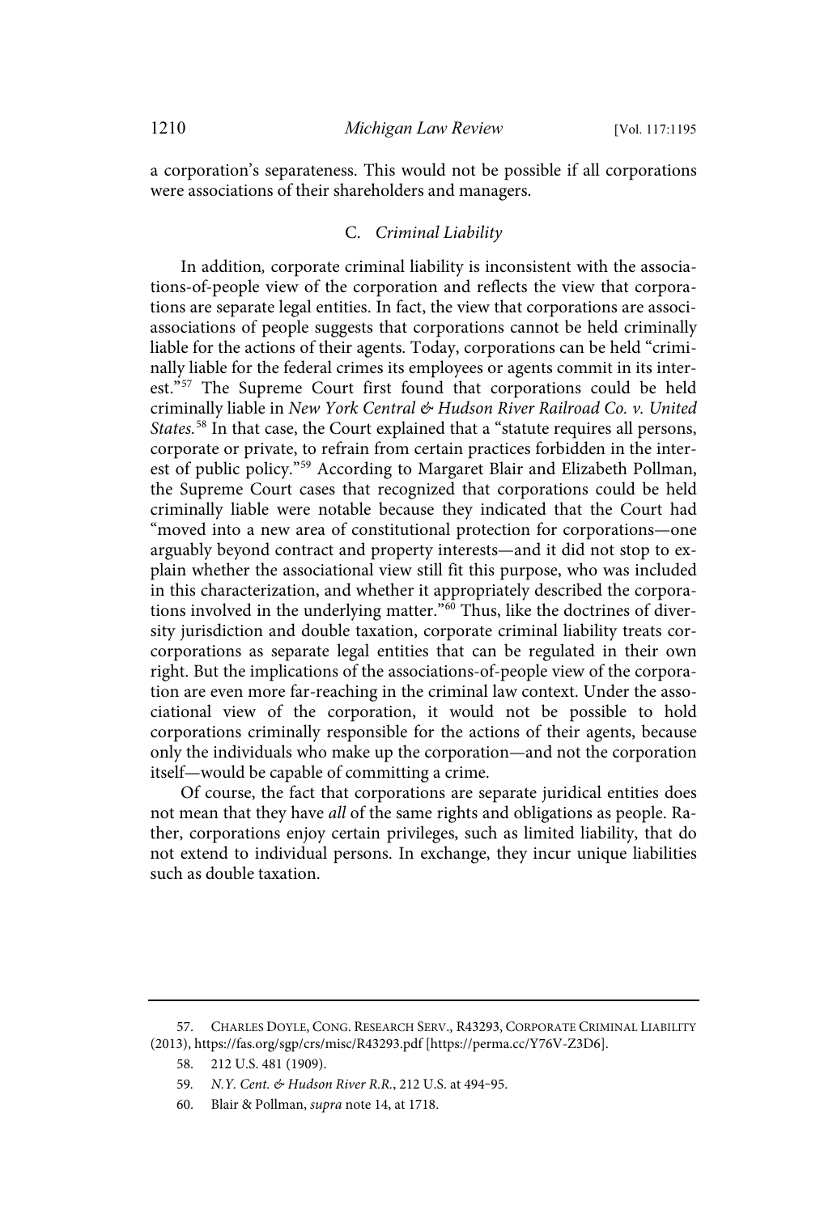a corporation's separateness. This would not be possible if all corporations were associations of their shareholders and managers.

### C. *Criminal Liability*

In addition, corporate criminal liability is inconsistent with the associations-of-people view of the corporation and reflects the view that corporations are separate legal entities. In fact, the view that corporations are associations of people suggests that corporations cannot be held criminally liable for the actions of their agents. Today, corporations can be held "criminally liable for the federal crimes its employees or agents commit in its interest."[57] The Supreme Court first found that corporations could be held criminally liable in *New York Central & Hudson River Railroad Co. v. United States.*[58] In that case, the Court explained that a "statute requires all persons, corporate or private, to refrain from certain practices forbidden in the interest of public policy."[59] According to Margaret Blair and Elizabeth Pollman, the Supreme Court cases that recognized that corporations could be held criminally liable were notable because they indicated that the Court had "moved into a new area of constitutional protection for corporations—one arguably beyond contract and property interests—and it did not stop to explain whether the associational view still fit this purpose, who was included in this characterization, and whether it appropriately described the corporations involved in the underlying matter."[60] Thus, like the doctrines of diversity jurisdiction and double taxation, corporate criminal liability treats corporations as separate legal entities that can be regulated in their own right. But the implications of the associations-of-people view of the corporation are even more far-reaching in the criminal law context. Under the associational view of the corporation, it would not be possible to hold corporations criminally responsible for the actions of their agents, because only the individuals who make up the corporation—and not the corporation itself—would be capable of committing a crime.

Of course, the fact that corporations are separate juridical entities does not mean that they have *all* of the same rights and obligations as people. Rather, corporations enjoy certain privileges, such as limited liability, that do not extend to individual persons. In exchange, they incur unique liabilities such as double taxation.

---

57. CHARLES DOYLE, CONG. RESEARCH SERV., R43293, CORPORATE CRIMINAL LIABILITY (2013), https://fas.org/sgp/crs/misc/R43293.pdf [https://perma.cc/Y76V-Z3D6].

58. 212 U.S. 481 (1909).

59. *N.Y. Cent. & Hudson River R.R.*, 212 U.S. at 494–95.

60. Blair & Pollman, *supra* note 14, at 1718.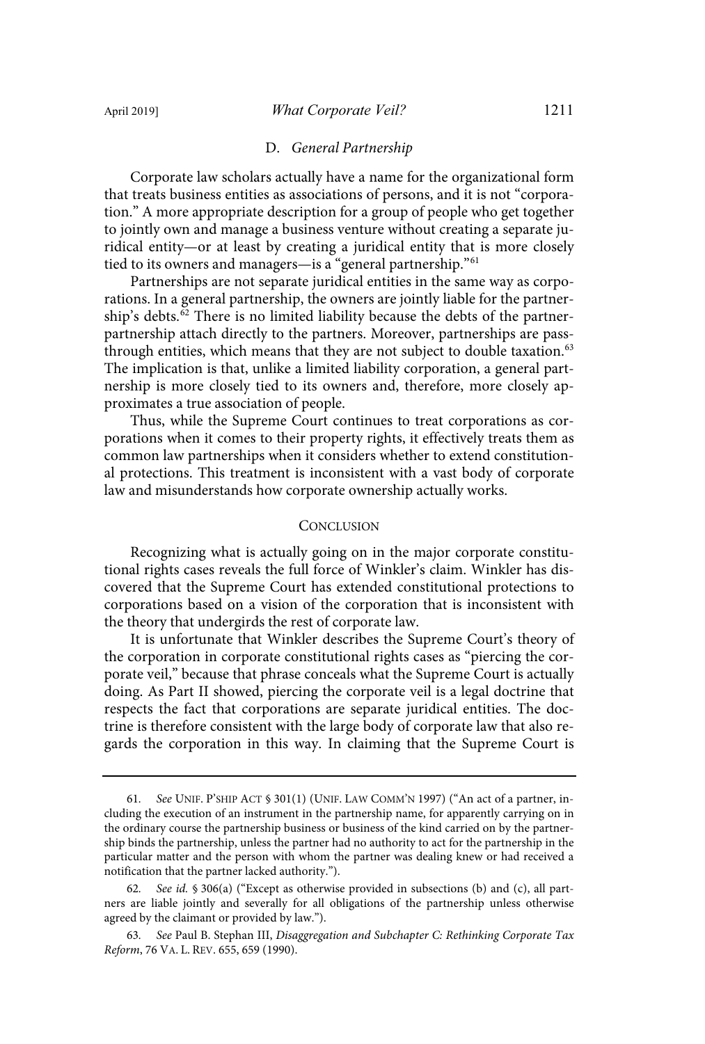### D. *General Partnership*

Corporate law scholars actually have a name for the organizational form that treats business entities as associations of persons, and it is not "corporation." A more appropriate description for a group of people who get together to jointly own and manage a business venture without creating a separate juridical entity—or at least by creating a juridical entity that is more closely tied to its owners and managers—is a "general partnership."[61]

Partnerships are not separate juridical entities in the same way as corporations. In a general partnership, the owners are jointly liable for the partnership's debts.[62] There is no limited liability because the debts of the partnerpartnership attach directly to the partners. Moreover, partnerships are passthrough entities, which means that they are not subject to double taxation.[63] The implication is that, unlike a limited liability corporation, a general partnership is more closely tied to its owners and, therefore, more closely approximates a true association of people.

Thus, while the Supreme Court continues to treat corporations as corporations when it comes to their property rights, it effectively treats them as common law partnerships when it considers whether to extend constitutional protections. This treatment is inconsistent with a vast body of corporate law and misunderstands how corporate ownership actually works.

## CONCLUSION

Recognizing what is actually going on in the major corporate constitutional rights cases reveals the full force of Winkler's claim. Winkler has discovered that the Supreme Court has extended constitutional protections to corporations based on a vision of the corporation that is inconsistent with the theory that undergirds the rest of corporate law.

It is unfortunate that Winkler describes the Supreme Court's theory of the corporation in corporate constitutional rights cases as "piercing the corporate veil," because that phrase conceals what the Supreme Court is actually doing. As Part II showed, piercing the corporate veil is a legal doctrine that respects the fact that corporations are separate juridical entities. The doctrine is therefore consistent with the large body of corporate law that also regards the corporation in this way. In claiming that the Supreme Court is

---

61. *See* UNIF. P'SHIP ACT § 301(1) (UNIF. LAW COMM'N 1997) ("An act of a partner, including the execution of an instrument in the partnership name, for apparently carrying on in the ordinary course the partnership business or business of the kind carried on by the partnership binds the partnership, unless the partner had no authority to act for the partnership in the particular matter and the person with whom the partner was dealing knew or had received a notification that the partner lacked authority.").

62. *See id.* § 306(a) ("Except as otherwise provided in subsections (b) and (c), all partners are liable jointly and severally for all obligations of the partnership unless otherwise agreed by the claimant or provided by law.").

63. *See* Paul B. Stephan III, *Disaggregation and Subchapter C: Rethinking Corporate Tax Reform*, 76 VA. L. REV. 655, 659 (1990).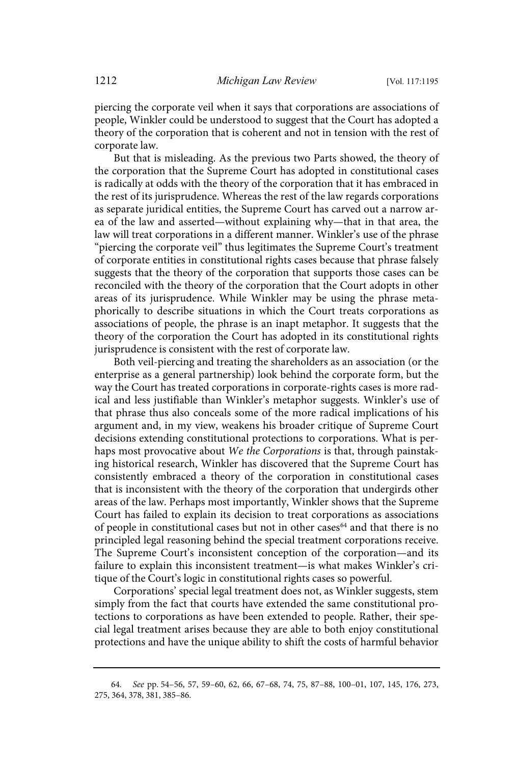piercing the corporate veil when it says that corporations are associations of people, Winkler could be understood to suggest that the Court has adopted a theory of the corporation that is coherent and not in tension with the rest of corporate law.

But that is misleading. As the previous two Parts showed, the theory of the corporation that the Supreme Court has adopted in constitutional cases is radically at odds with the theory of the corporation that it has embraced in the rest of its jurisprudence. Whereas the rest of the law regards corporations as separate juridical entities, the Supreme Court has carved out a narrow area of the law and asserted—without explaining why—that in that area, the law will treat corporations in a different manner. Winkler's use of the phrase "piercing the corporate veil" thus legitimates the Supreme Court's treatment of corporate entities in constitutional rights cases because that phrase falsely suggests that the theory of the corporation that supports those cases can be reconciled with the theory of the corporation that the Court adopts in other areas of its jurisprudence. While Winkler may be using the phrase metaphorically to describe situations in which the Court treats corporations as associations of people, the phrase is an inapt metaphor. It suggests that the theory of the corporation the Court has adopted in its constitutional rights jurisprudence is consistent with the rest of corporate law.

Both veil-piercing and treating the shareholders as an association (or the enterprise as a general partnership) look behind the corporate form, but the way the Court has treated corporations in corporate-rights cases is more radical and less justifiable than Winkler's metaphor suggests. Winkler's use of that phrase thus also conceals some of the more radical implications of his argument and, in my view, weakens his broader critique of Supreme Court decisions extending constitutional protections to corporations. What is perhaps most provocative about *We the Corporations* is that, through painstaking historical research, Winkler has discovered that the Supreme Court has consistently embraced a theory of the corporation in constitutional cases that is inconsistent with the theory of the corporation that undergirds other areas of the law. Perhaps most importantly, Winkler shows that the Supreme Court has failed to explain its decision to treat corporations as associations of people in constitutional cases but not in other cases[64] and that there is no principled legal reasoning behind the special treatment corporations receive. The Supreme Court's inconsistent conception of the corporation—and its failure to explain this inconsistent treatment—is what makes Winkler's critique of the Court's logic in constitutional rights cases so powerful.

Corporations' special legal treatment does not, as Winkler suggests, stem simply from the fact that courts have extended the same constitutional protections to corporations as have been extended to people. Rather, their special legal treatment arises because they are able to both enjoy constitutional protections and have the unique ability to shift the costs of harmful behavior

---

64. *See* pp. 54–56, 57, 59–60, 62, 66, 67–68, 74, 75, 87–88, 100–01, 107, 145, 176, 273, 275, 364, 378, 381, 385–86.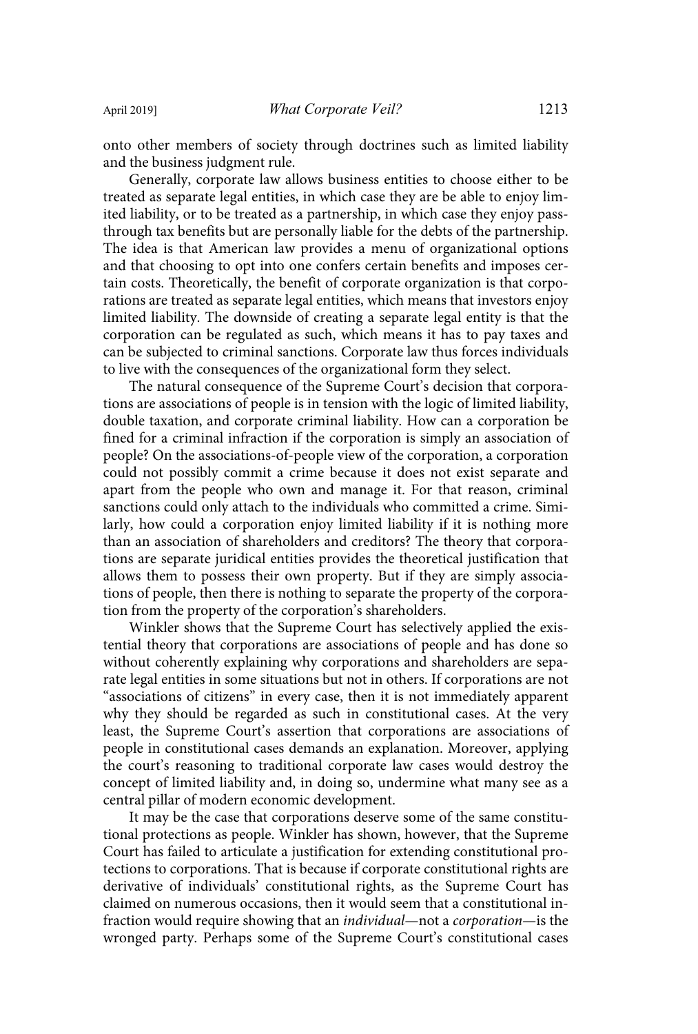onto other members of society through doctrines such as limited liability and the business judgment rule.

Generally, corporate law allows business entities to choose either to be treated as separate legal entities, in which case they are be able to enjoy limited liability, or to be treated as a partnership, in which case they enjoy pass-through tax benefits but are personally liable for the debts of the partnership. The idea is that American law provides a menu of organizational options and that choosing to opt into one confers certain benefits and imposes certain costs. Theoretically, the benefit of corporate organization is that corporations are treated as separate legal entities, which means that investors enjoy limited liability. The downside of creating a separate legal entity is that the corporation can be regulated as such, which means it has to pay taxes and can be subjected to criminal sanctions. Corporate law thus forces individuals to live with the consequences of the organizational form they select.

The natural consequence of the Supreme Court's decision that corporations are associations of people is in tension with the logic of limited liability, double taxation, and corporate criminal liability. How can a corporation be fined for a criminal infraction if the corporation is simply an association of people? On the associations-of-people view of the corporation, a corporation could not possibly commit a crime because it does not exist separate and apart from the people who own and manage it. For that reason, criminal sanctions could only attach to the individuals who committed a crime. Similarly, how could a corporation enjoy limited liability if it is nothing more than an association of shareholders and creditors? The theory that corporations are separate juridical entities provides the theoretical justification that allows them to possess their own property. But if they are simply associations of people, then there is nothing to separate the property of the corporation from the property of the corporation's shareholders.

Winkler shows that the Supreme Court has selectively applied the existential theory that corporations are associations of people and has done so without coherently explaining why corporations and shareholders are separate legal entities in some situations but not in others. If corporations are not "associations of citizens" in every case, then it is not immediately apparent why they should be regarded as such in constitutional cases. At the very least, the Supreme Court's assertion that corporations are associations of people in constitutional cases demands an explanation. Moreover, applying the court's reasoning to traditional corporate law cases would destroy the concept of limited liability and, in doing so, undermine what many see as a central pillar of modern economic development.

It may be the case that corporations deserve some of the same constitutional protections as people. Winkler has shown, however, that the Supreme Court has failed to articulate a justification for extending constitutional protections to corporations. That is because if corporate constitutional rights are derivative of individuals' constitutional rights, as the Supreme Court has claimed on numerous occasions, then it would seem that a constitutional infraction would require showing that an *individual*—not a *corporation*—is the wronged party. Perhaps some of the Supreme Court's constitutional cases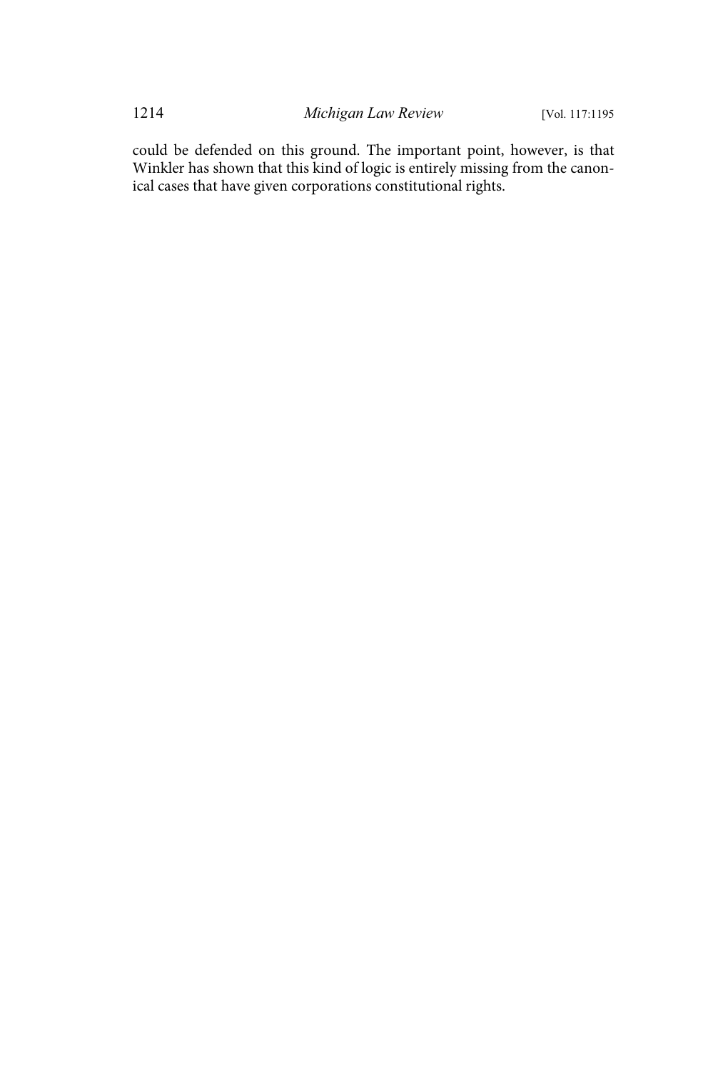could be defended on this ground. The important point, however, is that Winkler has shown that this kind of logic is entirely missing from the canonical cases that have given corporations constitutional rights.